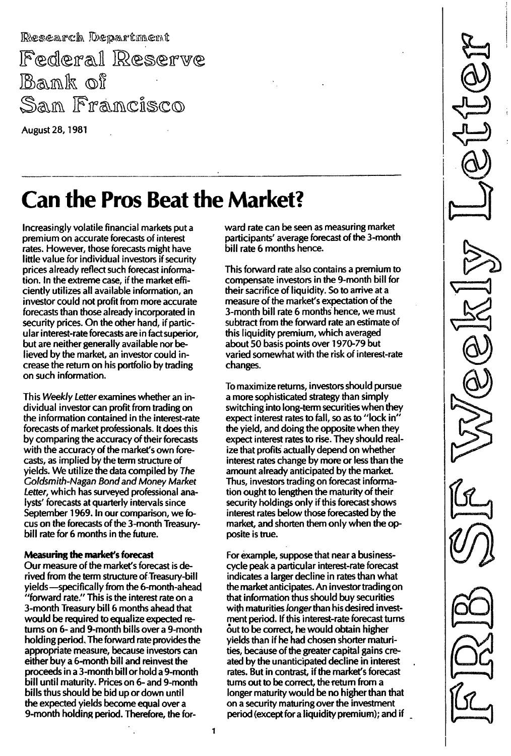Research Department

Federal Reserve Bank of San Francisco

August 28, 1981

# Can the Pros Beat the Market?

Increasingly volatile financial markets put a premium on accurate forecasts of interest rates. However, those forecasts might have little value for individual investors if security prices already reflect such forecast information. In the extreme case, if the market efficiently utilizes all available information, an investor could not profit from more accurate forecasts than those already incorporated in security prices. On the other hand, if particular interest-rate forecasts are in fact superior, but are neither generally available nor believed by the market, an investor could increase the return on his portfolio by trading on such information.

This *Weekly Letter* examines whether an individual investor can profit from trading on the information contained in the interest-rate forecasts of market professionals. It does this by comparing the accuracy of their forecasts with the accuracy of the market's own forecasts, as implied by the term structure of yields. We utilize the data compiled by *The Goldsmith-Nagan Bond and Money Market Letter*, which has surveyed professional analysts' forecasts at quarterly intervals since September 1969. In our comparison, we focus on the forecasts of the 3-month Treasury-bill rate for 6 months in the future.

**Measuring the market's forecast**

Our measure of the market's forecast is derived from the term structure of Treasury-bill yields—specifically from the 6-month-ahead "forward rate." This is the interest rate on a 3-month Treasury bill 6 months ahead that would be required to equalize expected returns on 6- and 9-month bills over a 9-month holding period. The forward rate provides the appropriate measure, because investors can either buy a 6-month bill and reinvest the proceeds in a 3-month bill or hold a 9-month bill until maturity. Prices on 6- and 9-month bills thus should be bid up or down until the expected yields become equal over a 9-month holding period. Therefore, the forward rate can be seen as measuring market participants' average forecast of the 3-month bill rate 6 months hence.

This forward rate also contains a premium to compensate investors in the 9-month bill for their sacrifice of liquidity. So to arrive at a measure of the market's expectation of the 3-month bill rate 6 months hence, we must subtract from the forward rate an estimate of this liquidity premium, which averaged about 50 basis points over 1970-79 but varied somewhat with the risk of interest-rate changes.

To maximize returns, investors should pursue a more sophisticated strategy than simply switching into long-term securities when they expect interest rates to fall, so as to "lock in" the yield, and doing the opposite when they expect interest rates to rise. They should realize that profits actually depend on whether interest rates change by more or less than the amount already anticipated by the market. Thus, investors trading on forecast information ought to lengthen the maturity of their security holdings only if this forecast shows interest rates below those forecasted by the market, and shorten them only when the opposite is true.

For example, suppose that near a business-cycle peak a particular interest-rate forecast indicates a larger decline in rates than what the market anticipates. An investor trading on that information thus should buy securities with maturities *longer* than his desired investment period. If this interest-rate forecast turns out to be correct, he would obtain higher yields than if he had chosen shorter maturities, because of the greater capital gains created by the unanticipated decline in interest rates. But in contrast, if the market's forecast turns out to be correct, the return from a longer maturity would be no higher than that on a security maturing over the investment period (except for a liquidity premium); and if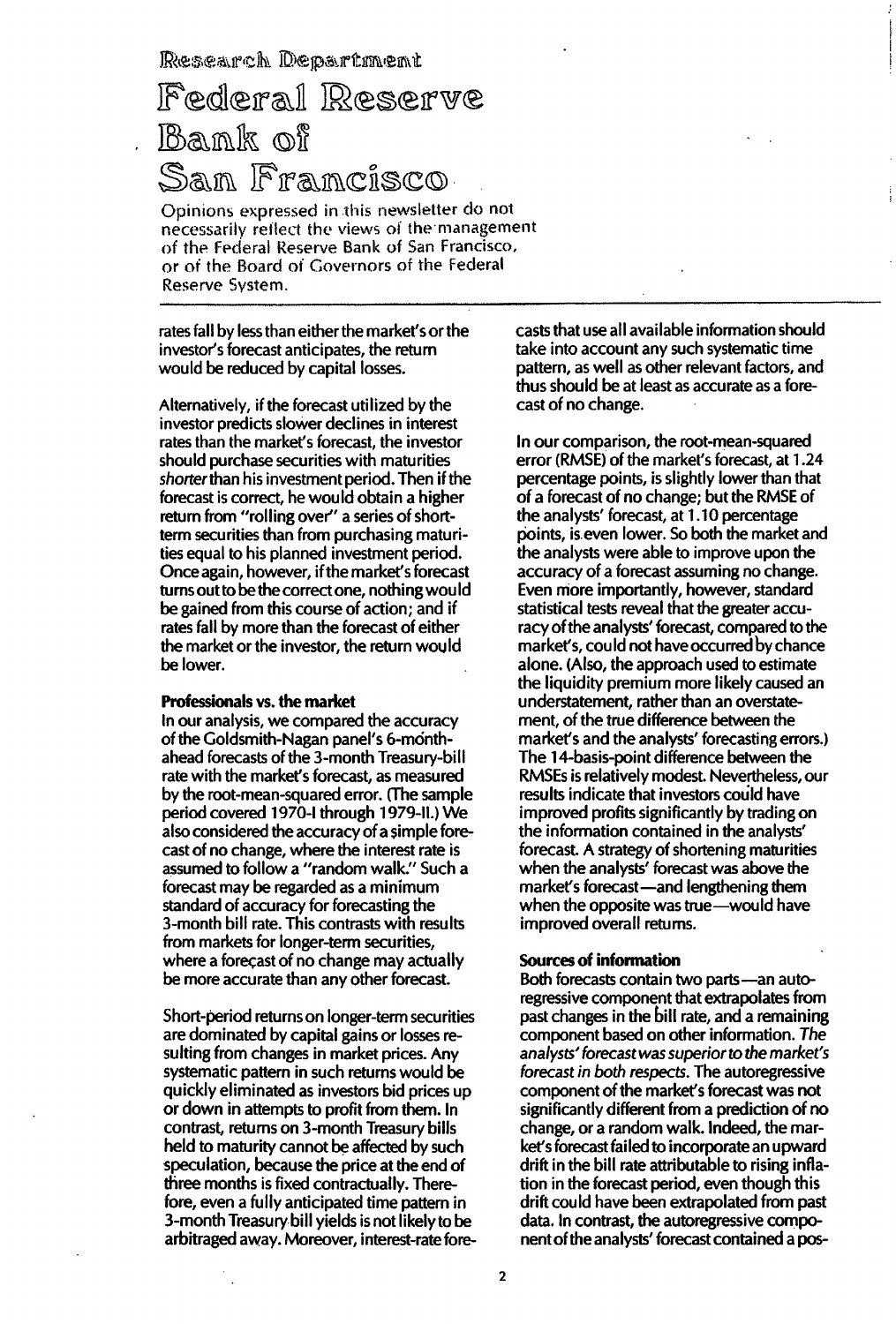# Research Department

# Federal Reserve Bank of San Francisco

Opinions expressed in this newsletter do not necessarily reflect the views of the management of the Federal Reserve Bank of San Francisco, or of the Board of Governors of the Federal Reserve System.

rates fall by less than either the market's or the investor's forecast anticipates, the return would be reduced by capital losses.

Alternatively, if the forecast utilized by the investor predicts slower declines in interest rates than the market's forecast, the investor should purchase securities with maturities *shorter* than his investment period. Then if the forecast is correct, he would obtain a higher return from "rolling over" a series of short-term securities than from purchasing maturities equal to his planned investment period. Once again, however, if the market's forecast turns out to be the correct one, nothing would be gained from this course of action; and if rates fall by more than the forecast of either the market or the investor, the return would be lower.

**Professionals vs. the market**

In our analysis, we compared the accuracy of the Goldsmith-Nagan panel's 6-month-ahead forecasts of the 3-month Treasury-bill rate with the market's forecast, as measured by the root-mean-squared error. (The sample period covered 1970-I through 1979-II.) We also considered the accuracy of a simple forecast of no change, where the interest rate is assumed to follow a "random walk." Such a forecast may be regarded as a minimum standard of accuracy for forecasting the 3-month bill rate. This contrasts with results from markets for longer-term securities, where a forecast of no change may actually be more accurate than any other forecast.

Short-period returns on longer-term securities are dominated by capital gains or losses resulting from changes in market prices. Any systematic pattern in such returns would be quickly eliminated as investors bid prices up or down in attempts to profit from them. In contrast, returns on 3-month Treasury bills held to maturity cannot be affected by such speculation, because the price at the end of three months is fixed contractually. Therefore, even a fully anticipated time pattern in 3-month Treasury bill yields is not likely to be arbitraged away. Moreover, interest-rate forecasts that use all available information should take into account any such systematic time pattern, as well as other relevant factors, and thus should be at least as accurate as a forecast of no change.

In our comparison, the root-mean-squared error (RMSE) of the market's forecast, at 1.24 percentage points, is slightly lower than that of a forecast of no change; but the RMSE of the analysts' forecast, at 1.10 percentage points, is even lower. So both the market and the analysts were able to improve upon the accuracy of a forecast assuming no change. Even more importantly, however, standard statistical tests reveal that the greater accuracy of the analysts' forecast, compared to the market's, could not have occurred by chance alone. (Also, the approach used to estimate the liquidity premium more likely caused an understatement, rather than an overstatement, of the true difference between the market's and the analysts' forecasting errors.) The 14-basis-point difference between the RMSEs is relatively modest. Nevertheless, our results indicate that investors could have improved profits significantly by trading on the information contained in the analysts' forecast. A strategy of shortening maturities when the analysts' forecast was above the market's forecast—and lengthening them when the opposite was true—would have improved overall returns.

**Sources of information**

Both forecasts contain two parts—an autoregressive component that extrapolates from past changes in the bill rate, and a remaining component based on other information. *The analysts' forecast was superior to the market's forecast in both respects.* The autoregressive component of the market's forecast was not significantly different from a prediction of no change, or a random walk. Indeed, the market's forecast failed to incorporate an upward drift in the bill rate attributable to rising inflation in the forecast period, even though this drift could have been extrapolated from past data. In contrast, the autoregressive component of the analysts' forecast contained a pos-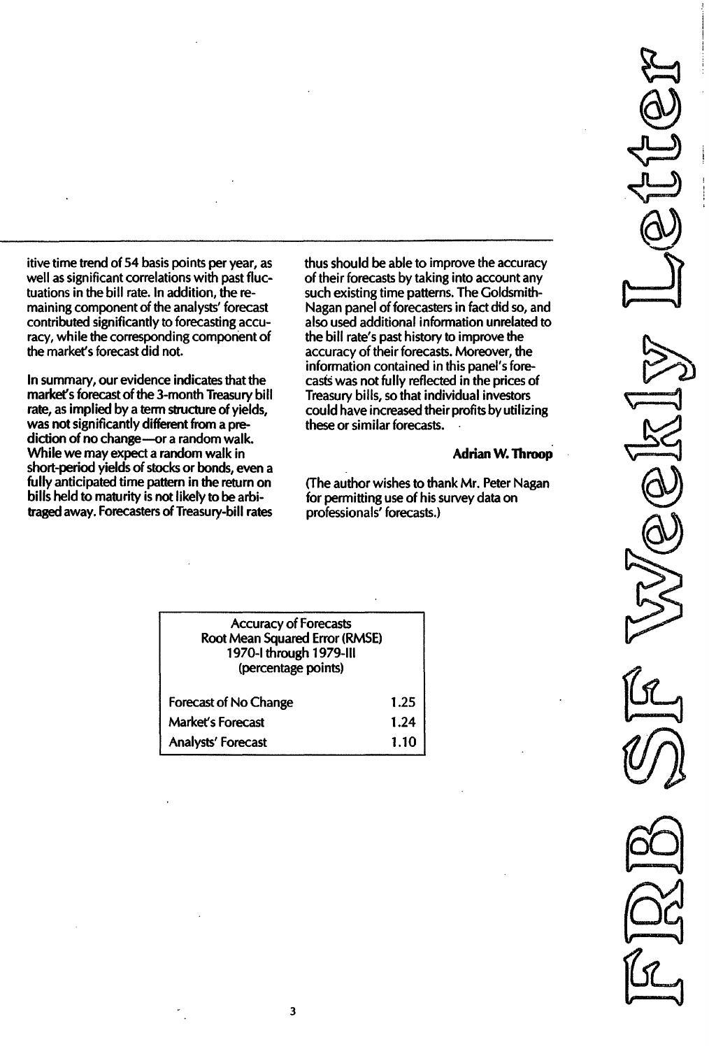itive time trend of 54 basis points per year, as well as significant correlations with past fluctuations in the bill rate. In addition, the remaining component of the analysts' forecast contributed significantly to forecasting accuracy, while the corresponding component of the market's forecast did not.

In summary, our evidence indicates that the market's forecast of the 3-month Treasury bill rate, as implied by a term structure of yields, was not significantly different from a prediction of no change—or a random walk. While we may expect a random walk in short-period yields of stocks or bonds, even a fully anticipated time pattern in the return on bills held to maturity is not likely to be arbitraged away. Forecasters of Treasury-bill rates thus should be able to improve the accuracy of their forecasts by taking into account any such existing time patterns. The Goldsmith-Nagan panel of forecasters in fact did so, and also used additional information unrelated to the bill rate's past history to improve the accuracy of their forecasts. Moreover, the information contained in this panel's forecasts was not fully reflected in the prices of Treasury bills, so that individual investors could have increased their profits by utilizing these or similar forecasts.

**Adrian W. Throop**

(The author wishes to thank Mr. Peter Nagan for permitting use of his survey data on professionals' forecasts.)

| Accuracy of Forecasts<br>Root Mean Squared Error (RMSE)<br>1970-I through 1979-III<br>(percentage points) | |
|---|---|
| Forecast of No Change | 1.25 |
| Market's Forecast | 1.24 |
| Analysts' Forecast | 1.10 |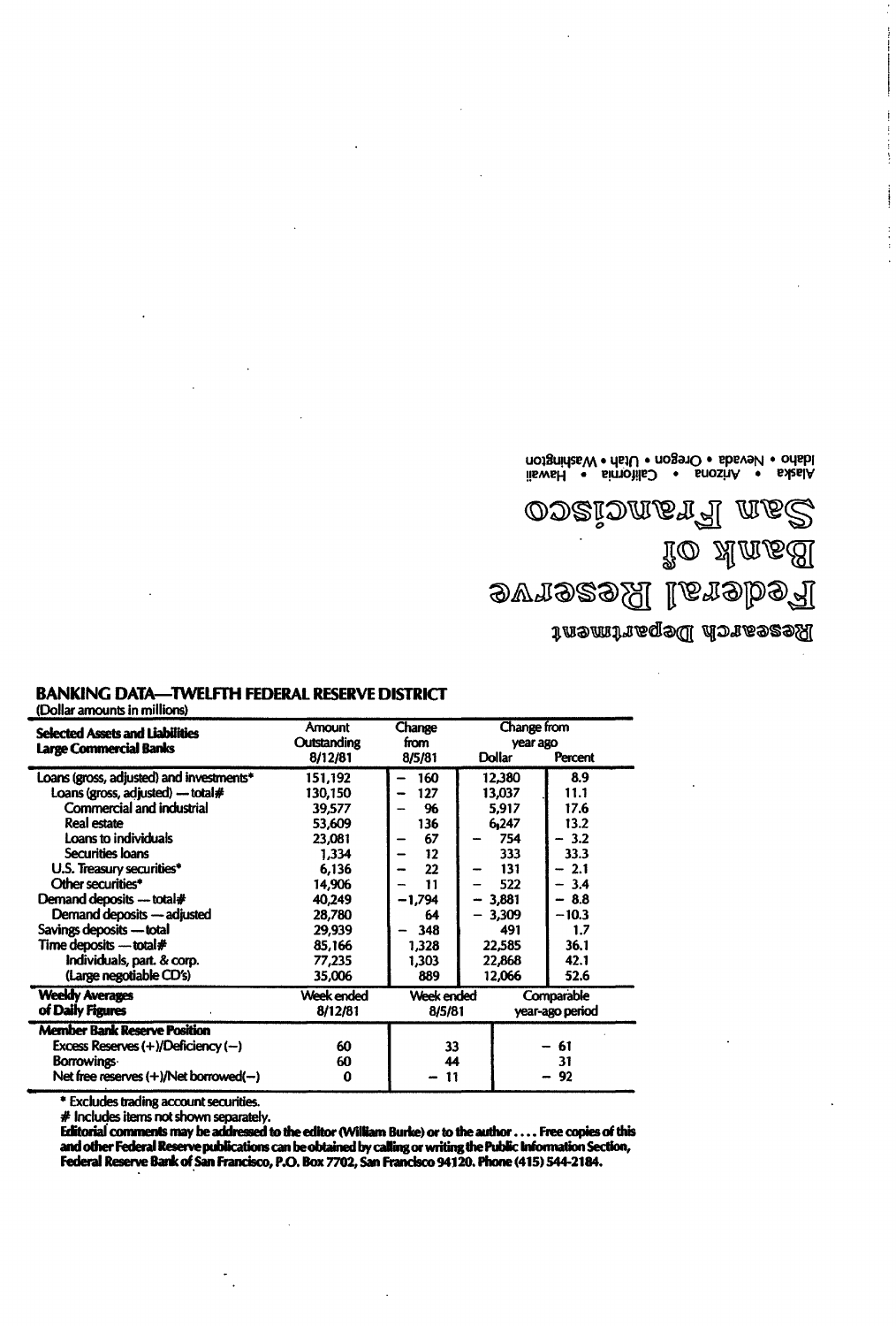Research Department

# Federal Reserve Bank of San Francisco

Alaska • Arizona • California • Hawaii
Idaho • Nevada • Oregon • Utah • Washington

## BANKING DATA—TWELFTH FEDERAL RESERVE DISTRICT

(Dollar amounts in millions)

| Selected Assets and Liabilities Large Commercial Banks | Amount Outstanding 8/12/81 | Change from 8/5/81 | Change from year ago | |
|---|---|---|---|---|
| | | | Dollar | Percent |
| Loans (gross, adjusted) and investments* | 151,192 | – 160 | 12,380 | 8.9 |
| Loans (gross, adjusted) — total# | 130,150 | – 127 | 13,037 | 11.1 |
| Commercial and industrial | 39,577 | – 96 | 5,917 | 17.6 |
| Real estate | 53,609 | 136 | 6,247 | 13.2 |
| Loans to individuals | 23,081 | – 67 | – 754 | – 3.2 |
| Securities loans | 1,334 | – 12 | 333 | 33.3 |
| U.S. Treasury securities* | 6,136 | – 22 | – 131 | – 2.1 |
| Other securities* | 14,906 | – 11 | – 522 | – 3.4 |
| Demand deposits — total# | 40,249 | –1,794 | – 3,881 | – 8.8 |
| Demand deposits — adjusted | 28,780 | 64 | – 3,309 | –10.3 |
| Savings deposits — total | 29,939 | – 348 | 491 | 1.7 |
| Time deposits — total# | 85,166 | 1,328 | 22,585 | 36.1 |
| Individuals, part. & corp. | 77,235 | 1,303 | 22,868 | 42.1 |
| (Large negotiable CD's) | 35,006 | 889 | 12,066 | 52.6 |

| Weekly Averages of Daily Figures | Week ended 8/12/81 | Week ended 8/5/81 | Comparable year-ago period |
|---|---|---|---|
| **Member Bank Reserve Position** | | | |
| Excess Reserves (+)/Deficiency (–) | 60 | 33 | – 61 |
| Borrowings | 60 | 44 | 31 |
| Net free reserves (+)/Net borrowed(–) | 0 | – 11 | – 92 |

\* Excludes trading account securities.
\# Includes items not shown separately.

**Editorial comments may be addressed to the editor (William Burke) or to the author . . . . Free copies of this and other Federal Reserve publications can be obtained by calling or writing the Public Information Section, Federal Reserve Bank of San Francisco, P.O. Box 7702, San Francisco 94120. Phone (415) 544-2184.**